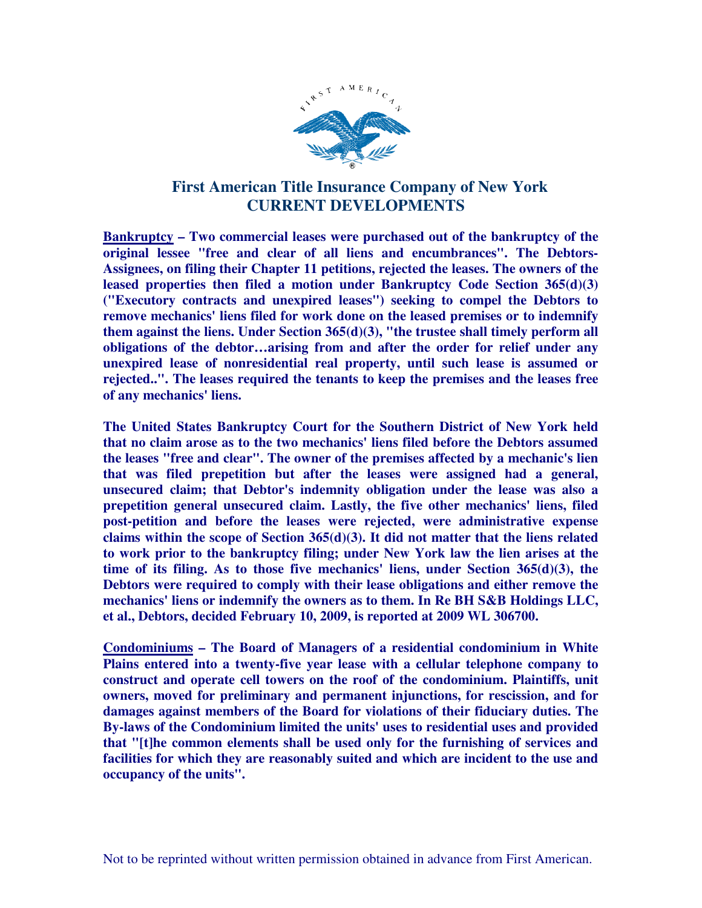# First American Title Insurance Company of New York
## CURRENT DEVELOPMENTS

**<u>Bankruptcy</u> – Two commercial leases were purchased out of the bankruptcy of the original lessee "free and clear of all liens and encumbrances". The Debtors-Assignees, on filing their Chapter 11 petitions, rejected the leases. The owners of the leased properties then filed a motion under Bankruptcy Code Section 365(d)(3) ("Executory contracts and unexpired leases") seeking to compel the Debtors to remove mechanics' liens filed for work done on the leased premises or to indemnify them against the liens. Under Section 365(d)(3), "the trustee shall timely perform all obligations of the debtor…arising from and after the order for relief under any unexpired lease of nonresidential real property, until such lease is assumed or rejected..". The leases required the tenants to keep the premises and the leases free of any mechanics' liens.**

**The United States Bankruptcy Court for the Southern District of New York held that no claim arose as to the two mechanics' liens filed before the Debtors assumed the leases "free and clear". The owner of the premises affected by a mechanic's lien that was filed prepetition but after the leases were assigned had a general, unsecured claim; that Debtor's indemnity obligation under the lease was also a prepetition general unsecured claim. Lastly, the five other mechanics' liens, filed post-petition and before the leases were rejected, were administrative expense claims within the scope of Section 365(d)(3). It did not matter that the liens related to work prior to the bankruptcy filing; under New York law the lien arises at the time of its filing. As to those five mechanics' liens, under Section 365(d)(3), the Debtors were required to comply with their lease obligations and either remove the mechanics' liens or indemnify the owners as to them. In Re BH S&B Holdings LLC, et al., Debtors, decided February 10, 2009, is reported at 2009 WL 306700.**

**<u>Condominiums</u> – The Board of Managers of a residential condominium in White Plains entered into a twenty-five year lease with a cellular telephone company to construct and operate cell towers on the roof of the condominium. Plaintiffs, unit owners, moved for preliminary and permanent injunctions, for rescission, and for damages against members of the Board for violations of their fiduciary duties. The By-laws of the Condominium limited the units' uses to residential uses and provided that "[t]he common elements shall be used only for the furnishing of services and facilities for which they are reasonably suited and which are incident to the use and occupancy of the units".**

Not to be reprinted without written permission obtained in advance from First American.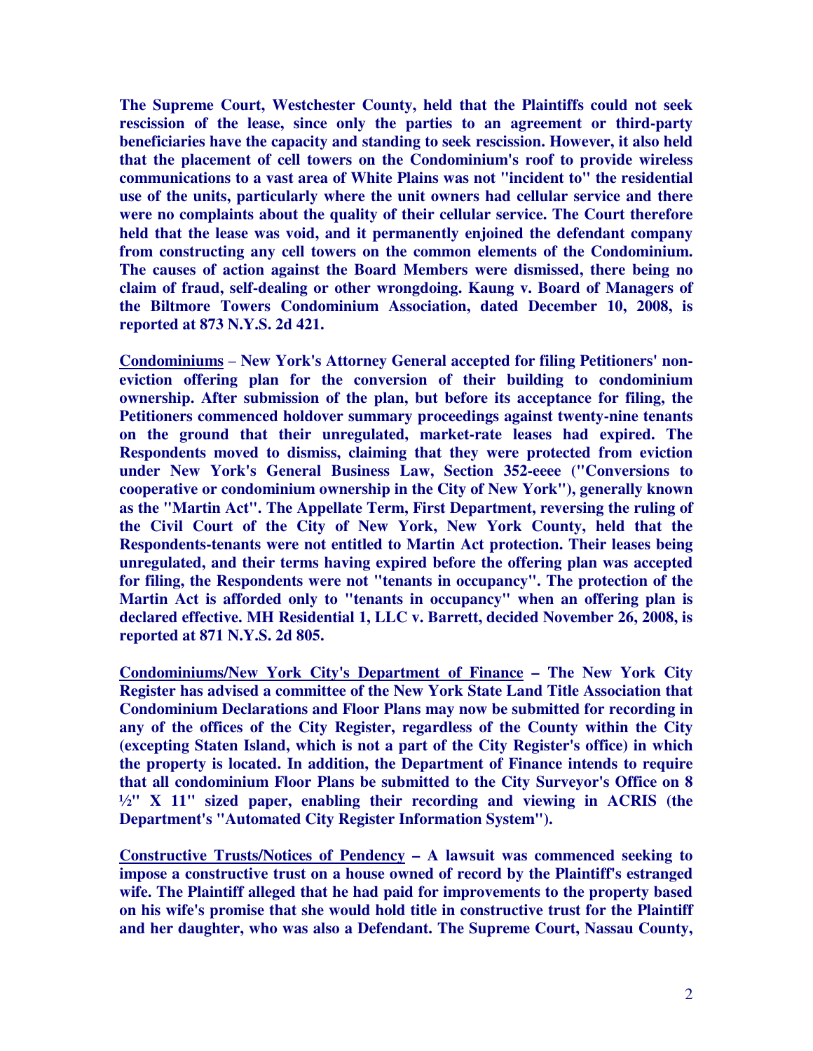**The Supreme Court, Westchester County, held that the Plaintiffs could not seek rescission of the lease, since only the parties to an agreement or third-party beneficiaries have the capacity and standing to seek rescission. However, it also held that the placement of cell towers on the Condominium's roof to provide wireless communications to a vast area of White Plains was not "incident to" the residential use of the units, particularly where the unit owners had cellular service and there were no complaints about the quality of their cellular service. The Court therefore held that the lease was void, and it permanently enjoined the defendant company from constructing any cell towers on the common elements of the Condominium. The causes of action against the Board Members were dismissed, there being no claim of fraud, self-dealing or other wrongdoing. Kaung v. Board of Managers of the Biltmore Towers Condominium Association, dated December 10, 2008, is reported at 873 N.Y.S. 2d 421.**

**<u>Condominiums</u> – New York's Attorney General accepted for filing Petitioners' non-eviction offering plan for the conversion of their building to condominium ownership. After submission of the plan, but before its acceptance for filing, the Petitioners commenced holdover summary proceedings against twenty-nine tenants on the ground that their unregulated, market-rate leases had expired. The Respondents moved to dismiss, claiming that they were protected from eviction under New York's General Business Law, Section 352-eeee ("Conversions to cooperative or condominium ownership in the City of New York"), generally known as the "Martin Act". The Appellate Term, First Department, reversing the ruling of the Civil Court of the City of New York, New York County, held that the Respondents-tenants were not entitled to Martin Act protection. Their leases being unregulated, and their terms having expired before the offering plan was accepted for filing, the Respondents were not "tenants in occupancy". The protection of the Martin Act is afforded only to "tenants in occupancy" when an offering plan is declared effective. MH Residential 1, LLC v. Barrett, decided November 26, 2008, is reported at 871 N.Y.S. 2d 805.**

**<u>Condominiums/New York City's Department of Finance</u> – The New York City Register has advised a committee of the New York State Land Title Association that Condominium Declarations and Floor Plans may now be submitted for recording in any of the offices of the City Register, regardless of the County within the City (excepting Staten Island, which is not a part of the City Register's office) in which the property is located. In addition, the Department of Finance intends to require that all condominium Floor Plans be submitted to the City Surveyor's Office on 8 ½" X 11" sized paper, enabling their recording and viewing in ACRIS (the Department's "Automated City Register Information System").**

**<u>Constructive Trusts/Notices of Pendency</u> – A lawsuit was commenced seeking to impose a constructive trust on a house owned of record by the Plaintiff's estranged wife. The Plaintiff alleged that he had paid for improvements to the property based on his wife's promise that she would hold title in constructive trust for the Plaintiff and her daughter, who was also a Defendant. The Supreme Court, Nassau County,**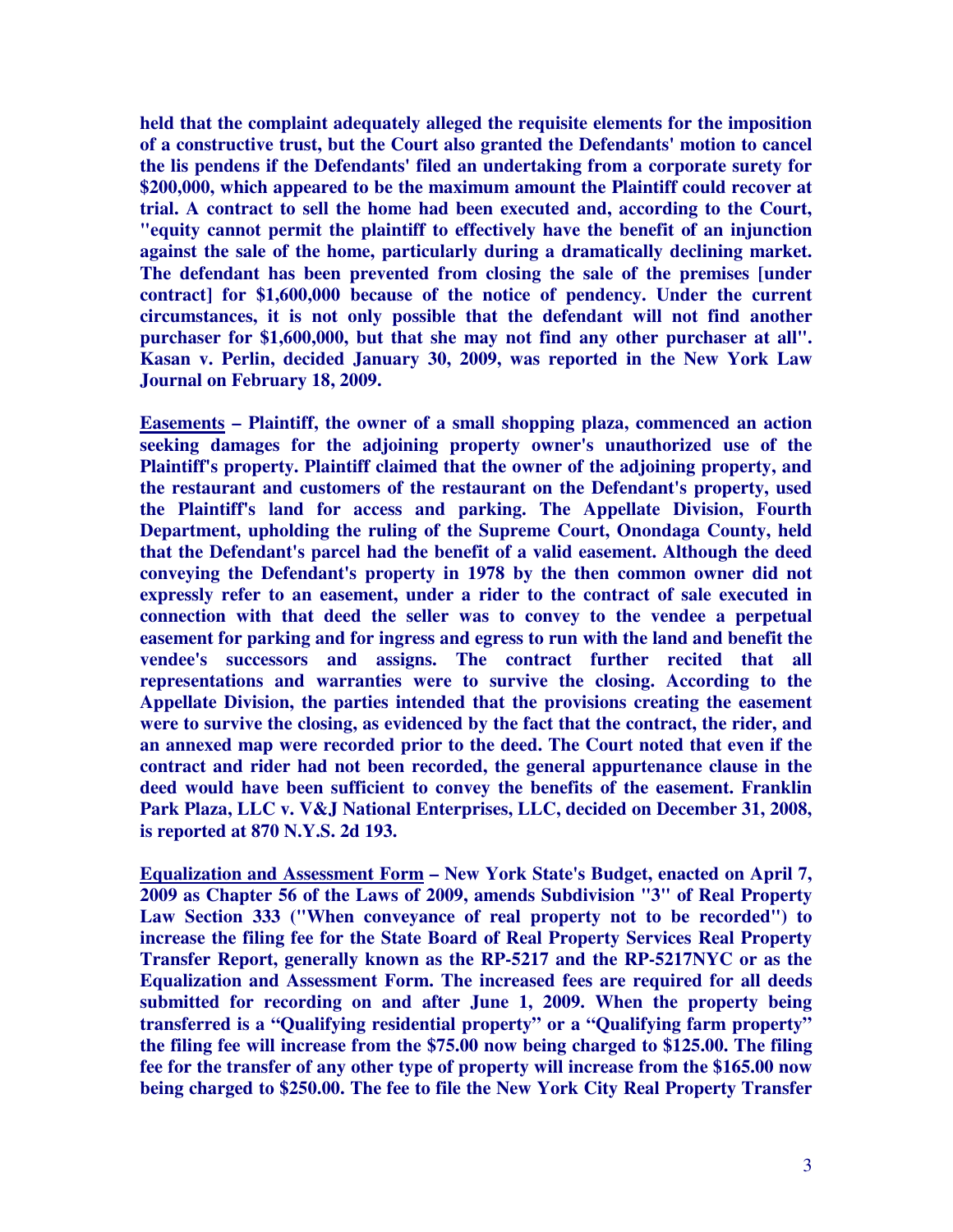**held that the complaint adequately alleged the requisite elements for the imposition of a constructive trust, but the Court also granted the Defendants' motion to cancel the lis pendens if the Defendants' filed an undertaking from a corporate surety for $200,000, which appeared to be the maximum amount the Plaintiff could recover at trial. A contract to sell the home had been executed and, according to the Court, "equity cannot permit the plaintiff to effectively have the benefit of an injunction against the sale of the home, particularly during a dramatically declining market. The defendant has been prevented from closing the sale of the premises [under contract] for $1,600,000 because of the notice of pendency. Under the current circumstances, it is not only possible that the defendant will not find another purchaser for $1,600,000, but that she may not find any other purchaser at all". Kasan v. Perlin, decided January 30, 2009, was reported in the New York Law Journal on February 18, 2009.**

**<u>Easements</u> – Plaintiff, the owner of a small shopping plaza, commenced an action seeking damages for the adjoining property owner's unauthorized use of the Plaintiff's property. Plaintiff claimed that the owner of the adjoining property, and the restaurant and customers of the restaurant on the Defendant's property, used the Plaintiff's land for access and parking. The Appellate Division, Fourth Department, upholding the ruling of the Supreme Court, Onondaga County, held that the Defendant's parcel had the benefit of a valid easement. Although the deed conveying the Defendant's property in 1978 by the then common owner did not expressly refer to an easement, under a rider to the contract of sale executed in connection with that deed the seller was to convey to the vendee a perpetual easement for parking and for ingress and egress to run with the land and benefit the vendee's successors and assigns. The contract further recited that all representations and warranties were to survive the closing. According to the Appellate Division, the parties intended that the provisions creating the easement were to survive the closing, as evidenced by the fact that the contract, the rider, and an annexed map were recorded prior to the deed. The Court noted that even if the contract and rider had not been recorded, the general appurtenance clause in the deed would have been sufficient to convey the benefits of the easement. Franklin Park Plaza, LLC v. V&J National Enterprises, LLC, decided on December 31, 2008, is reported at 870 N.Y.S. 2d 193.**

**<u>Equalization and Assessment Form</u> – New York State's Budget, enacted on April 7, 2009 as Chapter 56 of the Laws of 2009, amends Subdivision "3" of Real Property Law Section 333 ("When conveyance of real property not to be recorded") to increase the filing fee for the State Board of Real Property Services Real Property Transfer Report, generally known as the RP-5217 and the RP-5217NYC or as the Equalization and Assessment Form. The increased fees are required for all deeds submitted for recording on and after June 1, 2009. When the property being transferred is a "Qualifying residential property" or a "Qualifying farm property" the filing fee will increase from the $75.00 now being charged to $125.00. The filing fee for the transfer of any other type of property will increase from the $165.00 now being charged to $250.00. The fee to file the New York City Real Property Transfer**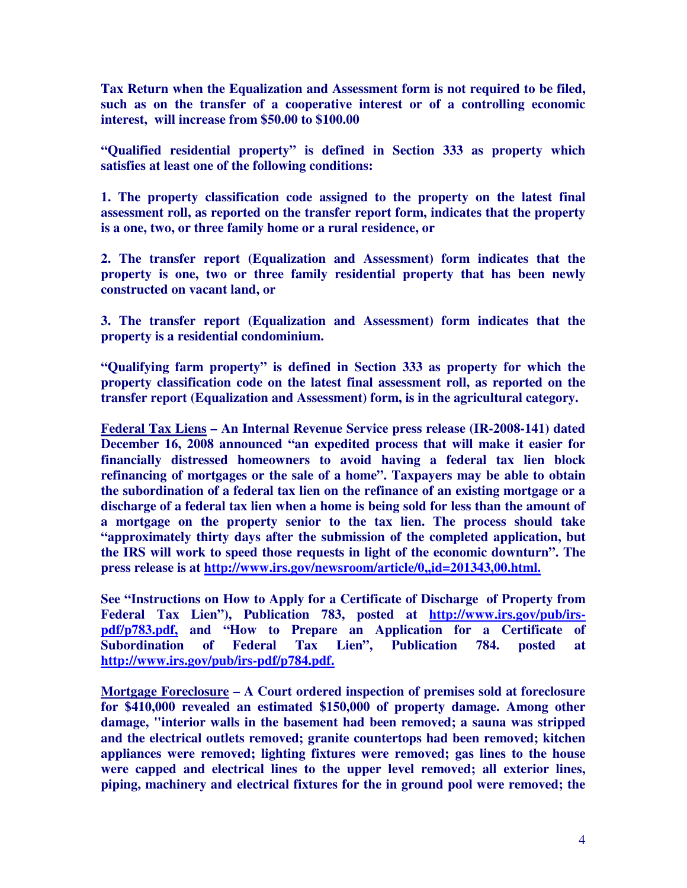**Tax Return when the Equalization and Assessment form is not required to be filed, such as on the transfer of a cooperative interest or of a controlling economic interest, will increase from $50.00 to $100.00**

**"Qualified residential property" is defined in Section 333 as property which satisfies at least one of the following conditions:**

**1. The property classification code assigned to the property on the latest final assessment roll, as reported on the transfer report form, indicates that the property is a one, two, or three family home or a rural residence, or**

**2. The transfer report (Equalization and Assessment) form indicates that the property is one, two or three family residential property that has been newly constructed on vacant land, or**

**3. The transfer report (Equalization and Assessment) form indicates that the property is a residential condominium.**

**"Qualifying farm property" is defined in Section 333 as property for which the property classification code on the latest final assessment roll, as reported on the transfer report (Equalization and Assessment) form, is in the agricultural category.**

**<u>Federal Tax Liens</u> – An Internal Revenue Service press release (IR-2008-141) dated December 16, 2008 announced "an expedited process that will make it easier for financially distressed homeowners to avoid having a federal tax lien block refinancing of mortgages or the sale of a home". Taxpayers may be able to obtain the subordination of a federal tax lien on the refinance of an existing mortgage or a discharge of a federal tax lien when a home is being sold for less than the amount of a mortgage on the property senior to the tax lien. The process should take "approximately thirty days after the submission of the completed application, but the IRS will work to speed those requests in light of the economic downturn". The press release is at [http://www.irs.gov/newsroom/article/0,,id=201343,00.html.](http://www.irs.gov/newsroom/article/0,,id=201343,00.html)**

**See "Instructions on How to Apply for a Certificate of Discharge of Property from Federal Tax Lien"), Publication 783, posted at [http://www.irs.gov/pub/irs-pdf/p783.pdf,](http://www.irs.gov/pub/irs-pdf/p783.pdf) and "How to Prepare an Application for a Certificate of Subordination of Federal Tax Lien", Publication 784. posted at [http://www.irs.gov/pub/irs-pdf/p784.pdf.](http://www.irs.gov/pub/irs-pdf/p784.pdf)**

**<u>Mortgage Foreclosure</u> – A Court ordered inspection of premises sold at foreclosure for $410,000 revealed an estimated $150,000 of property damage. Among other damage, "interior walls in the basement had been removed; a sauna was stripped and the electrical outlets removed; granite countertops had been removed; kitchen appliances were removed; lighting fixtures were removed; gas lines to the house were capped and electrical lines to the upper level removed; all exterior lines, piping, machinery and electrical fixtures for the in ground pool were removed; the**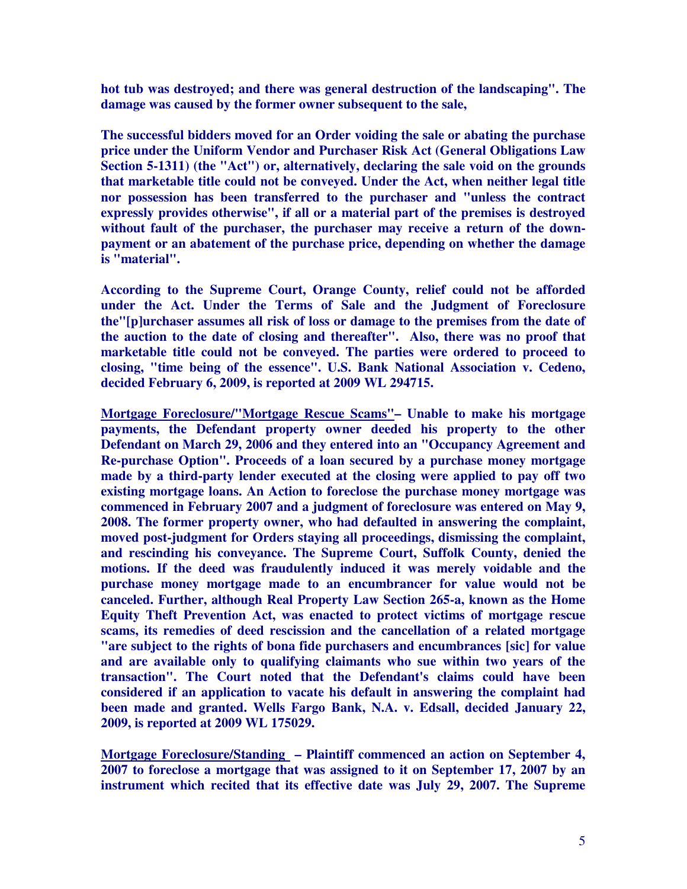**hot tub was destroyed; and there was general destruction of the landscaping". The damage was caused by the former owner subsequent to the sale,**

**The successful bidders moved for an Order voiding the sale or abating the purchase price under the Uniform Vendor and Purchaser Risk Act (General Obligations Law Section 5-1311) (the "Act") or, alternatively, declaring the sale void on the grounds that marketable title could not be conveyed. Under the Act, when neither legal title nor possession has been transferred to the purchaser and "unless the contract expressly provides otherwise", if all or a material part of the premises is destroyed without fault of the purchaser, the purchaser may receive a return of the down-payment or an abatement of the purchase price, depending on whether the damage is "material".**

**According to the Supreme Court, Orange County, relief could not be afforded under the Act. Under the Terms of Sale and the Judgment of Foreclosure the"[p]urchaser assumes all risk of loss or damage to the premises from the date of the auction to the date of closing and thereafter". Also, there was no proof that marketable title could not be conveyed. The parties were ordered to proceed to closing, "time being of the essence". U.S. Bank National Association v. Cedeno, decided February 6, 2009, is reported at 2009 WL 294715.**

**<u>Mortgage Foreclosure/"Mortgage Rescue Scams"</u>– Unable to make his mortgage payments, the Defendant property owner deeded his property to the other Defendant on March 29, 2006 and they entered into an "Occupancy Agreement and Re-purchase Option". Proceeds of a loan secured by a purchase money mortgage made by a third-party lender executed at the closing were applied to pay off two existing mortgage loans. An Action to foreclose the purchase money mortgage was commenced in February 2007 and a judgment of foreclosure was entered on May 9, 2008. The former property owner, who had defaulted in answering the complaint, moved post-judgment for Orders staying all proceedings, dismissing the complaint, and rescinding his conveyance. The Supreme Court, Suffolk County, denied the motions. If the deed was fraudulently induced it was merely voidable and the purchase money mortgage made to an encumbrancer for value would not be canceled. Further, although Real Property Law Section 265-a, known as the Home Equity Theft Prevention Act, was enacted to protect victims of mortgage rescue scams, its remedies of deed rescission and the cancellation of a related mortgage "are subject to the rights of bona fide purchasers and encumbrances [sic] for value and are available only to qualifying claimants who sue within two years of the transaction". The Court noted that the Defendant's claims could have been considered if an application to vacate his default in answering the complaint had been made and granted. Wells Fargo Bank, N.A. v. Edsall, decided January 22, 2009, is reported at 2009 WL 175029.**

**<u>Mortgage Foreclosure/Standing</u> – Plaintiff commenced an action on September 4, 2007 to foreclose a mortgage that was assigned to it on September 17, 2007 by an instrument which recited that its effective date was July 29, 2007. The Supreme**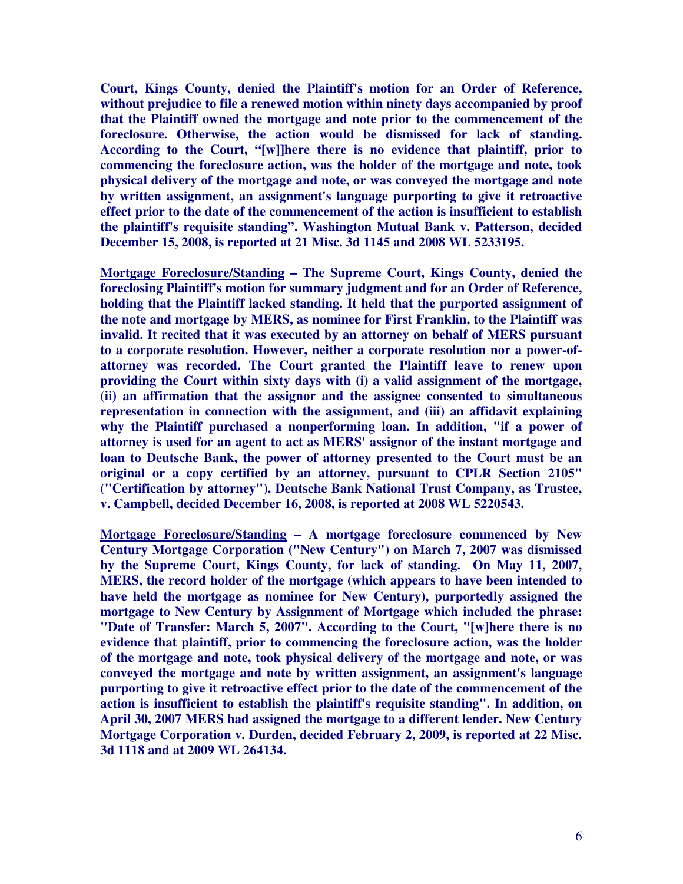**Court, Kings County, denied the Plaintiff's motion for an Order of Reference, without prejudice to file a renewed motion within ninety days accompanied by proof that the Plaintiff owned the mortgage and note prior to the commencement of the foreclosure. Otherwise, the action would be dismissed for lack of standing. According to the Court, "[w]]here there is no evidence that plaintiff, prior to commencing the foreclosure action, was the holder of the mortgage and note, took physical delivery of the mortgage and note, or was conveyed the mortgage and note by written assignment, an assignment's language purporting to give it retroactive effect prior to the date of the commencement of the action is insufficient to establish the plaintiff's requisite standing". Washington Mutual Bank v. Patterson, decided December 15, 2008, is reported at 21 Misc. 3d 1145 and 2008 WL 5233195.**

**<u>Mortgage Foreclosure/Standing</u> – The Supreme Court, Kings County, denied the foreclosing Plaintiff's motion for summary judgment and for an Order of Reference, holding that the Plaintiff lacked standing. It held that the purported assignment of the note and mortgage by MERS, as nominee for First Franklin, to the Plaintiff was invalid. It recited that it was executed by an attorney on behalf of MERS pursuant to a corporate resolution. However, neither a corporate resolution nor a power-of-attorney was recorded. The Court granted the Plaintiff leave to renew upon providing the Court within sixty days with (i) a valid assignment of the mortgage, (ii) an affirmation that the assignor and the assignee consented to simultaneous representation in connection with the assignment, and (iii) an affidavit explaining why the Plaintiff purchased a nonperforming loan. In addition, "if a power of attorney is used for an agent to act as MERS' assignor of the instant mortgage and loan to Deutsche Bank, the power of attorney presented to the Court must be an original or a copy certified by an attorney, pursuant to CPLR Section 2105" ("Certification by attorney"). Deutsche Bank National Trust Company, as Trustee, v. Campbell, decided December 16, 2008, is reported at 2008 WL 5220543.**

**<u>Mortgage Foreclosure/Standing</u> – A mortgage foreclosure commenced by New Century Mortgage Corporation ("New Century") on March 7, 2007 was dismissed by the Supreme Court, Kings County, for lack of standing. On May 11, 2007, MERS, the record holder of the mortgage (which appears to have been intended to have held the mortgage as nominee for New Century), purportedly assigned the mortgage to New Century by Assignment of Mortgage which included the phrase: "Date of Transfer: March 5, 2007". According to the Court, "[w]here there is no evidence that plaintiff, prior to commencing the foreclosure action, was the holder of the mortgage and note, took physical delivery of the mortgage and note, or was conveyed the mortgage and note by written assignment, an assignment's language purporting to give it retroactive effect prior to the date of the commencement of the action is insufficient to establish the plaintiff's requisite standing". In addition, on April 30, 2007 MERS had assigned the mortgage to a different lender. New Century Mortgage Corporation v. Durden, decided February 2, 2009, is reported at 22 Misc. 3d 1118 and at 2009 WL 264134.**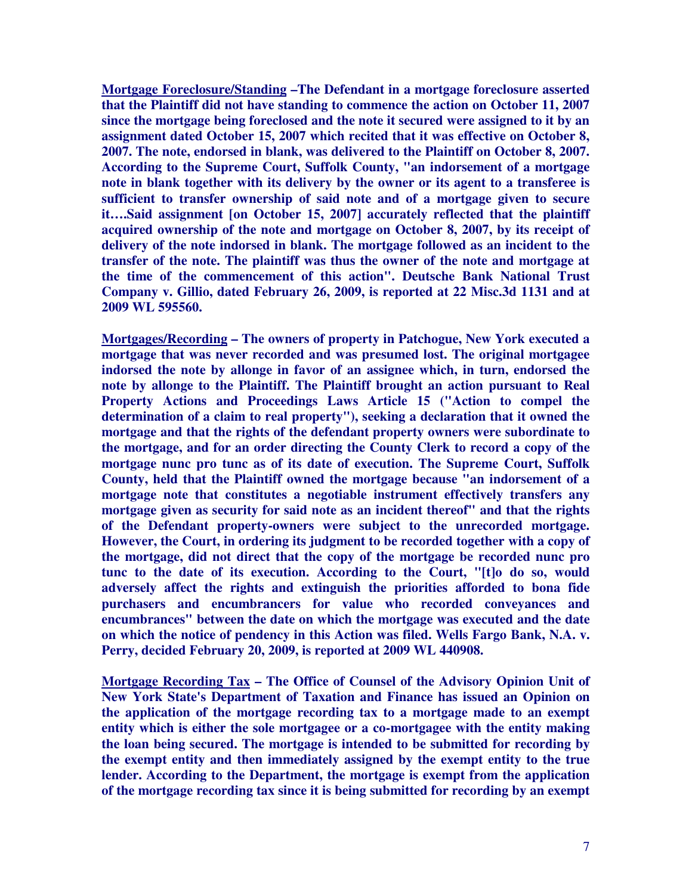**<u>Mortgage Foreclosure/Standing</u> –The Defendant in a mortgage foreclosure asserted that the Plaintiff did not have standing to commence the action on October 11, 2007 since the mortgage being foreclosed and the note it secured were assigned to it by an assignment dated October 15, 2007 which recited that it was effective on October 8, 2007. The note, endorsed in blank, was delivered to the Plaintiff on October 8, 2007. According to the Supreme Court, Suffolk County, "an indorsement of a mortgage note in blank together with its delivery by the owner or its agent to a transferee is sufficient to transfer ownership of said note and of a mortgage given to secure it….Said assignment [on October 15, 2007] accurately reflected that the plaintiff acquired ownership of the note and mortgage on October 8, 2007, by its receipt of delivery of the note indorsed in blank. The mortgage followed as an incident to the transfer of the note. The plaintiff was thus the owner of the note and mortgage at the time of the commencement of this action". Deutsche Bank National Trust Company v. Gillio, dated February 26, 2009, is reported at 22 Misc.3d 1131 and at 2009 WL 595560.**

**<u>Mortgages/Recording</u> – The owners of property in Patchogue, New York executed a mortgage that was never recorded and was presumed lost. The original mortgagee indorsed the note by allonge in favor of an assignee which, in turn, endorsed the note by allonge to the Plaintiff. The Plaintiff brought an action pursuant to Real Property Actions and Proceedings Laws Article 15 ("Action to compel the determination of a claim to real property"), seeking a declaration that it owned the mortgage and that the rights of the defendant property owners were subordinate to the mortgage, and for an order directing the County Clerk to record a copy of the mortgage nunc pro tunc as of its date of execution. The Supreme Court, Suffolk County, held that the Plaintiff owned the mortgage because "an indorsement of a mortgage note that constitutes a negotiable instrument effectively transfers any mortgage given as security for said note as an incident thereof" and that the rights of the Defendant property-owners were subject to the unrecorded mortgage. However, the Court, in ordering its judgment to be recorded together with a copy of the mortgage, did not direct that the copy of the mortgage be recorded nunc pro tunc to the date of its execution. According to the Court, "[t]o do so, would adversely affect the rights and extinguish the priorities afforded to bona fide purchasers and encumbrancers for value who recorded conveyances and encumbrances" between the date on which the mortgage was executed and the date on which the notice of pendency in this Action was filed. Wells Fargo Bank, N.A. v. Perry, decided February 20, 2009, is reported at 2009 WL 440908.**

**<u>Mortgage Recording Tax</u> – The Office of Counsel of the Advisory Opinion Unit of New York State's Department of Taxation and Finance has issued an Opinion on the application of the mortgage recording tax to a mortgage made to an exempt entity which is either the sole mortgagee or a co-mortgagee with the entity making the loan being secured. The mortgage is intended to be submitted for recording by the exempt entity and then immediately assigned by the exempt entity to the true lender. According to the Department, the mortgage is exempt from the application of the mortgage recording tax since it is being submitted for recording by an exempt**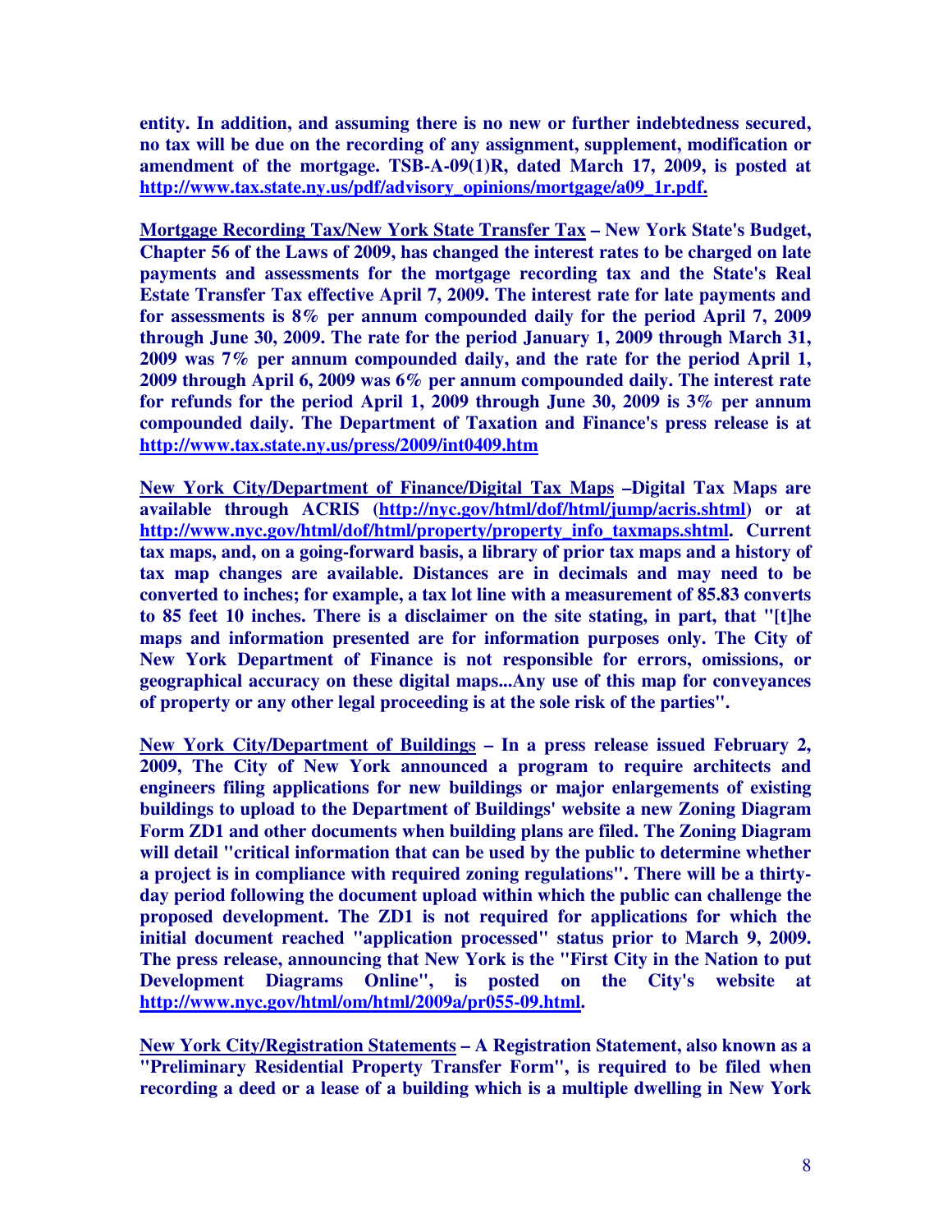**entity. In addition, and assuming there is no new or further indebtedness secured, no tax will be due on the recording of any assignment, supplement, modification or amendment of the mortgage. TSB-A-09(1)R, dated March 17, 2009, is posted at [http://www.tax.state.ny.us/pdf/advisory_opinions/mortgage/a09_1r.pdf.](http://www.tax.state.ny.us/pdf/advisory_opinions/mortgage/a09_1r.pdf)**

**<u>Mortgage Recording Tax/New York State Transfer Tax</u> – New York State's Budget, Chapter 56 of the Laws of 2009, has changed the interest rates to be charged on late payments and assessments for the mortgage recording tax and the State's Real Estate Transfer Tax effective April 7, 2009. The interest rate for late payments and for assessments is 8% per annum compounded daily for the period April 7, 2009 through June 30, 2009. The rate for the period January 1, 2009 through March 31, 2009 was 7% per annum compounded daily, and the rate for the period April 1, 2009 through April 6, 2009 was 6% per annum compounded daily. The interest rate for refunds for the period April 1, 2009 through June 30, 2009 is 3% per annum compounded daily. The Department of Taxation and Finance's press release is at [http://www.tax.state.ny.us/press/2009/int0409.htm](http://www.tax.state.ny.us/press/2009/int0409.htm)**

**<u>New York City/Department of Finance/Digital Tax Maps</u> –Digital Tax Maps are available through ACRIS ([http://nyc.gov/html/dof/html/jump/acris.shtml](http://nyc.gov/html/dof/html/jump/acris.shtml)) or at [http://www.nyc.gov/html/dof/html/property/property_info_taxmaps.shtml](http://www.nyc.gov/html/dof/html/property/property_info_taxmaps.shtml). Current tax maps, and, on a going-forward basis, a library of prior tax maps and a history of tax map changes are available. Distances are in decimals and may need to be converted to inches; for example, a tax lot line with a measurement of 85.83 converts to 85 feet 10 inches. There is a disclaimer on the site stating, in part, that "[t]he maps and information presented are for information purposes only. The City of New York Department of Finance is not responsible for errors, omissions, or geographical accuracy on these digital maps...Any use of this map for conveyances of property or any other legal proceeding is at the sole risk of the parties".**

**<u>New York City/Department of Buildings</u> – In a press release issued February 2, 2009, The City of New York announced a program to require architects and engineers filing applications for new buildings or major enlargements of existing buildings to upload to the Department of Buildings' website a new Zoning Diagram Form ZD1 and other documents when building plans are filed. The Zoning Diagram will detail "critical information that can be used by the public to determine whether a project is in compliance with required zoning regulations". There will be a thirty-day period following the document upload within which the public can challenge the proposed development. The ZD1 is not required for applications for which the initial document reached "application processed" status prior to March 9, 2009. The press release, announcing that New York is the "First City in the Nation to put Development Diagrams Online", is posted on the City's website at [http://www.nyc.gov/html/om/html/2009a/pr055-09.html](http://www.nyc.gov/html/om/html/2009a/pr055-09.html).**

**<u>New York City/Registration Statements</u> – A Registration Statement, also known as a "Preliminary Residential Property Transfer Form", is required to be filed when recording a deed or a lease of a building which is a multiple dwelling in New York**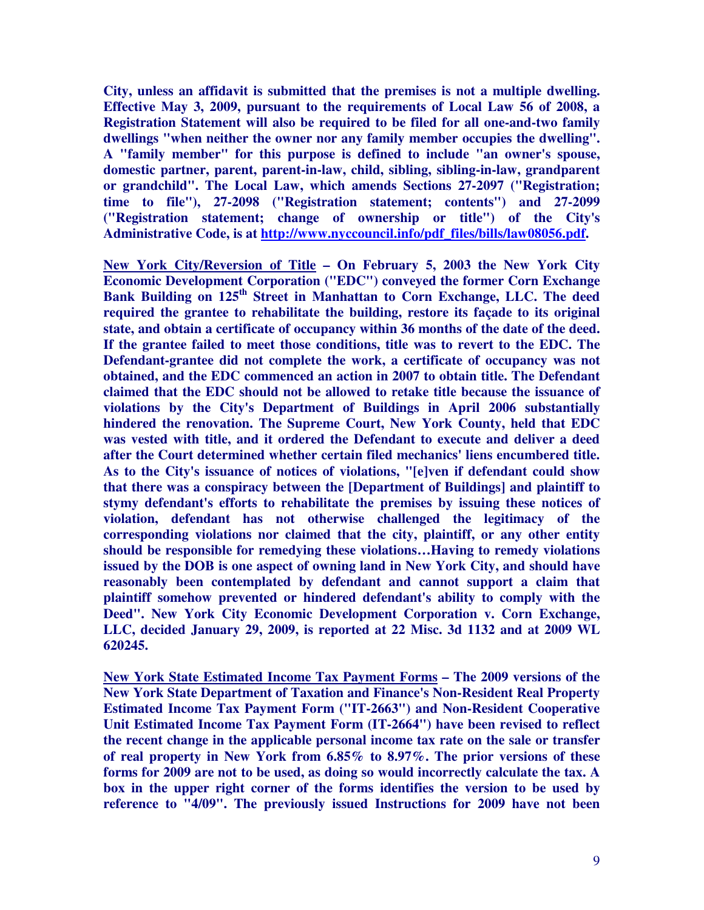**City, unless an affidavit is submitted that the premises is not a multiple dwelling. Effective May 3, 2009, pursuant to the requirements of Local Law 56 of 2008, a Registration Statement will also be required to be filed for all one-and-two family dwellings "when neither the owner nor any family member occupies the dwelling". A "family member" for this purpose is defined to include "an owner's spouse, domestic partner, parent, parent-in-law, child, sibling, sibling-in-law, grandparent or grandchild". The Local Law, which amends Sections 27-2097 ("Registration; time to file"), 27-2098 ("Registration statement; contents") and 27-2099 ("Registration statement; change of ownership or title") of the City's Administrative Code, is at [http://www.nyccouncil.info/pdf_files/bills/law08056.pdf](http://www.nyccouncil.info/pdf_files/bills/law08056.pdf).**

**New York City/Reversion of Title – On February 5, 2003 the New York City Economic Development Corporation ("EDC") conveyed the former Corn Exchange Bank Building on 125th Street in Manhattan to Corn Exchange, LLC. The deed required the grantee to rehabilitate the building, restore its façade to its original state, and obtain a certificate of occupancy within 36 months of the date of the deed. If the grantee failed to meet those conditions, title was to revert to the EDC. The Defendant-grantee did not complete the work, a certificate of occupancy was not obtained, and the EDC commenced an action in 2007 to obtain title. The Defendant claimed that the EDC should not be allowed to retake title because the issuance of violations by the City's Department of Buildings in April 2006 substantially hindered the renovation. The Supreme Court, New York County, held that EDC was vested with title, and it ordered the Defendant to execute and deliver a deed after the Court determined whether certain filed mechanics' liens encumbered title. As to the City's issuance of notices of violations, "[e]ven if defendant could show that there was a conspiracy between the [Department of Buildings] and plaintiff to stymy defendant's efforts to rehabilitate the premises by issuing these notices of violation, defendant has not otherwise challenged the legitimacy of the corresponding violations nor claimed that the city, plaintiff, or any other entity should be responsible for remedying these violations…Having to remedy violations issued by the DOB is one aspect of owning land in New York City, and should have reasonably been contemplated by defendant and cannot support a claim that plaintiff somehow prevented or hindered defendant's ability to comply with the Deed". New York City Economic Development Corporation v. Corn Exchange, LLC, decided January 29, 2009, is reported at 22 Misc. 3d 1132 and at 2009 WL 620245.**

**New York State Estimated Income Tax Payment Forms – The 2009 versions of the New York State Department of Taxation and Finance's Non-Resident Real Property Estimated Income Tax Payment Form ("IT-2663") and Non-Resident Cooperative Unit Estimated Income Tax Payment Form (IT-2664") have been revised to reflect the recent change in the applicable personal income tax rate on the sale or transfer of real property in New York from 6.85% to 8.97%. The prior versions of these forms for 2009 are not to be used, as doing so would incorrectly calculate the tax. A box in the upper right corner of the forms identifies the version to be used by reference to "4/09". The previously issued Instructions for 2009 have not been**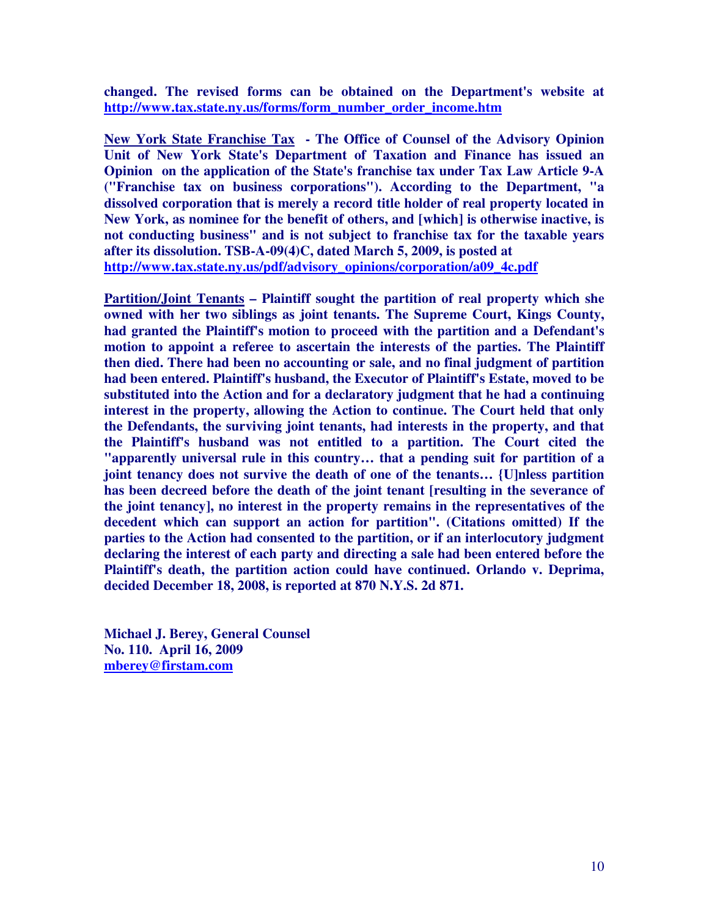**changed. The revised forms can be obtained on the Department's website at [http://www.tax.state.ny.us/forms/form_number_order_income.htm](http://www.tax.state.ny.us/forms/form_number_order_income.htm)**

**New York State Franchise Tax - The Office of Counsel of the Advisory Opinion Unit of New York State's Department of Taxation and Finance has issued an Opinion on the application of the State's franchise tax under Tax Law Article 9-A ("Franchise tax on business corporations"). According to the Department, "a dissolved corporation that is merely a record title holder of real property located in New York, as nominee for the benefit of others, and [which] is otherwise inactive, is not conducting business" and is not subject to franchise tax for the taxable years after its dissolution. TSB-A-09(4)C, dated March 5, 2009, is posted at [http://www.tax.state.ny.us/pdf/advisory_opinions/corporation/a09_4c.pdf](http://www.tax.state.ny.us/pdf/advisory_opinions/corporation/a09_4c.pdf)**

**Partition/Joint Tenants – Plaintiff sought the partition of real property which she owned with her two siblings as joint tenants. The Supreme Court, Kings County, had granted the Plaintiff's motion to proceed with the partition and a Defendant's motion to appoint a referee to ascertain the interests of the parties. The Plaintiff then died. There had been no accounting or sale, and no final judgment of partition had been entered. Plaintiff's husband, the Executor of Plaintiff's Estate, moved to be substituted into the Action and for a declaratory judgment that he had a continuing interest in the property, allowing the Action to continue. The Court held that only the Defendants, the surviving joint tenants, had interests in the property, and that the Plaintiff's husband was not entitled to a partition. The Court cited the "apparently universal rule in this country… that a pending suit for partition of a joint tenancy does not survive the death of one of the tenants… {U]nless partition has been decreed before the death of the joint tenant [resulting in the severance of the joint tenancy], no interest in the property remains in the representatives of the decedent which can support an action for partition". (Citations omitted) If the parties to the Action had consented to the partition, or if an interlocutory judgment declaring the interest of each party and directing a sale had been entered before the Plaintiff's death, the partition action could have continued. Orlando v. Deprima, decided December 18, 2008, is reported at 870 N.Y.S. 2d 871.**

**Michael J. Berey, General Counsel**
**No. 110. April 16, 2009**
**[mberey@firstam.com](mailto:mberey@firstam.com)**